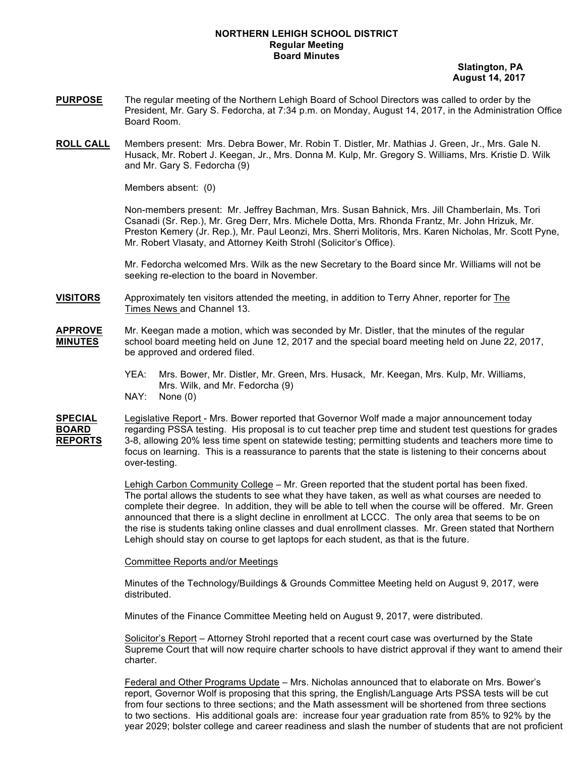**NORTHERN LEHIGH SCHOOL DISTRICT**
**Regular Meeting**
**Board Minutes**

**Slatington, PA**
**August 14, 2017**

**PURPOSE** The regular meeting of the Northern Lehigh Board of School Directors was called to order by the President, Mr. Gary S. Fedorcha, at 7:34 p.m. on Monday, August 14, 2017, in the Administration Office Board Room.

**ROLL CALL** Members present: Mrs. Debra Bower, Mr. Robin T. Distler, Mr. Mathias J. Green, Jr., Mrs. Gale N. Husack, Mr. Robert J. Keegan, Jr., Mrs. Donna M. Kulp, Mr. Gregory S. Williams, Mrs. Kristie D. Wilk and Mr. Gary S. Fedorcha (9)

Members absent: (0)

Non-members present: Mr. Jeffrey Bachman, Mrs. Susan Bahnick, Mrs. Jill Chamberlain, Ms. Tori Csanadi (Sr. Rep.), Mr. Greg Derr, Mrs. Michele Dotta, Mrs. Rhonda Frantz, Mr. John Hrizuk, Mr. Preston Kemery (Jr. Rep.), Mr. Paul Leonzi, Mrs. Sherri Molitoris, Mrs. Karen Nicholas, Mr. Scott Pyne, Mr. Robert Vlasaty, and Attorney Keith Strohl (Solicitor's Office).

Mr. Fedorcha welcomed Mrs. Wilk as the new Secretary to the Board since Mr. Williams will not be seeking re-election to the board in November.

**VISITORS** Approximately ten visitors attended the meeting, in addition to Terry Ahner, reporter for The Times News and Channel 13.

**APPROVE MINUTES** Mr. Keegan made a motion, which was seconded by Mr. Distler, that the minutes of the regular school board meeting held on June 12, 2017 and the special board meeting held on June 22, 2017, be approved and ordered filed.

YEA: Mrs. Bower, Mr. Distler, Mr. Green, Mrs. Husack, Mr. Keegan, Mrs. Kulp, Mr. Williams, Mrs. Wilk, and Mr. Fedorcha (9)
NAY: None (0)

**SPECIAL BOARD REPORTS** Legislative Report - Mrs. Bower reported that Governor Wolf made a major announcement today regarding PSSA testing. His proposal is to cut teacher prep time and student test questions for grades 3-8, allowing 20% less time spent on statewide testing; permitting students and teachers more time to focus on learning. This is a reassurance to parents that the state is listening to their concerns about over-testing.

Lehigh Carbon Community College – Mr. Green reported that the student portal has been fixed. The portal allows the students to see what they have taken, as well as what courses are needed to complete their degree. In addition, they will be able to tell when the course will be offered. Mr. Green announced that there is a slight decline in enrollment at LCCC. The only area that seems to be on the rise is students taking online classes and dual enrollment classes. Mr. Green stated that Northern Lehigh should stay on course to get laptops for each student, as that is the future.

Committee Reports and/or Meetings

Minutes of the Technology/Buildings & Grounds Committee Meeting held on August 9, 2017, were distributed.

Minutes of the Finance Committee Meeting held on August 9, 2017, were distributed.

Solicitor's Report – Attorney Strohl reported that a recent court case was overturned by the State Supreme Court that will now require charter schools to have district approval if they want to amend their charter.

Federal and Other Programs Update – Mrs. Nicholas announced that to elaborate on Mrs. Bower's report, Governor Wolf is proposing that this spring, the English/Language Arts PSSA tests will be cut from four sections to three sections; and the Math assessment will be shortened from three sections to two sections. His additional goals are: increase four year graduation rate from 85% to 92% by the year 2029; bolster college and career readiness and slash the number of students that are not proficient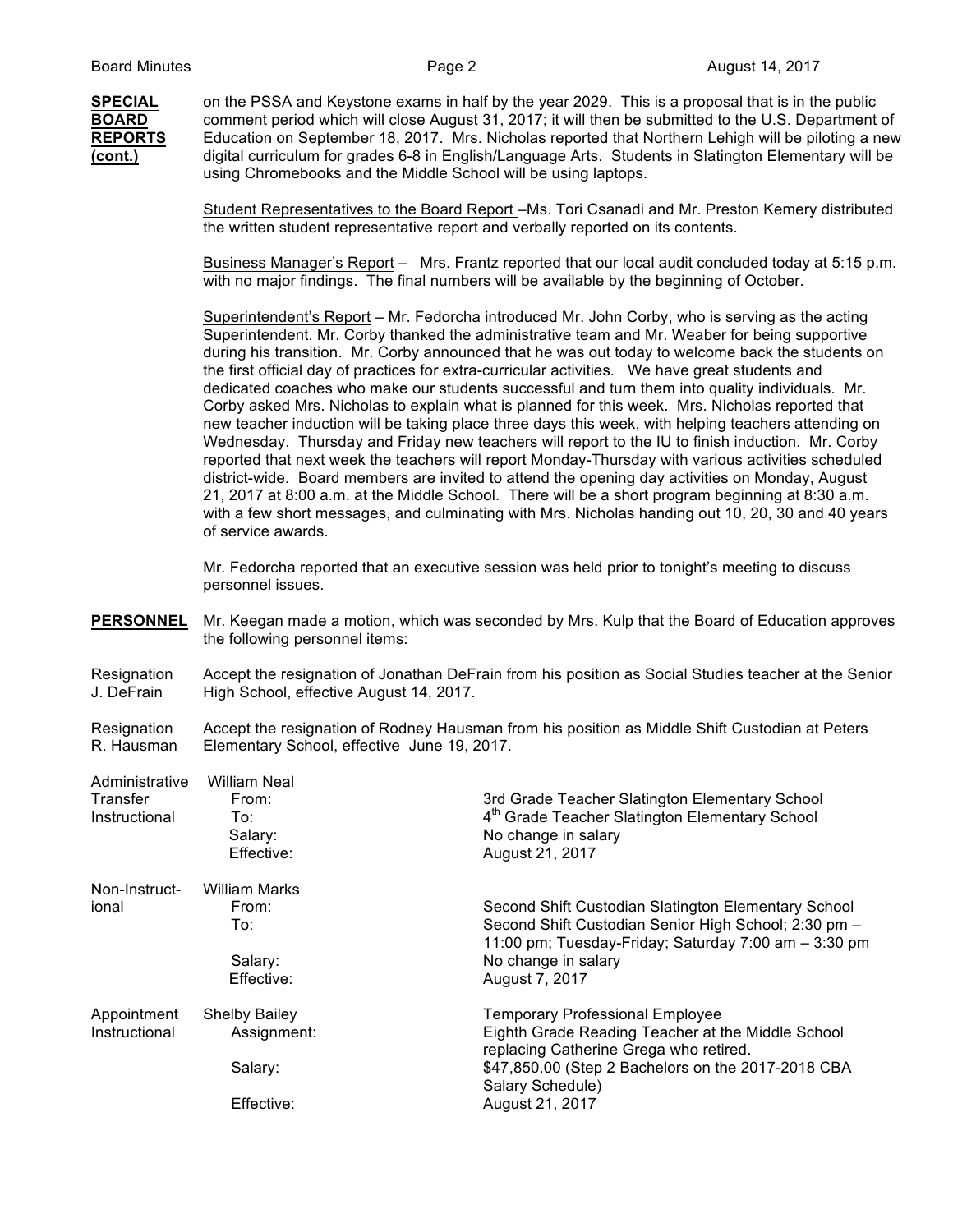**SPECIAL BOARD REPORTS (cont.)**

on the PSSA and Keystone exams in half by the year 2029. This is a proposal that is in the public comment period which will close August 31, 2017; it will then be submitted to the U.S. Department of Education on September 18, 2017. Mrs. Nicholas reported that Northern Lehigh will be piloting a new digital curriculum for grades 6-8 in English/Language Arts. Students in Slatington Elementary will be using Chromebooks and the Middle School will be using laptops.

Student Representatives to the Board Report –Ms. Tori Csanadi and Mr. Preston Kemery distributed the written student representative report and verbally reported on its contents.

Business Manager's Report – Mrs. Frantz reported that our local audit concluded today at 5:15 p.m. with no major findings. The final numbers will be available by the beginning of October.

Superintendent's Report – Mr. Fedorcha introduced Mr. John Corby, who is serving as the acting Superintendent. Mr. Corby thanked the administrative team and Mr. Weaber for being supportive during his transition. Mr. Corby announced that he was out today to welcome back the students on the first official day of practices for extra-curricular activities. We have great students and dedicated coaches who make our students successful and turn them into quality individuals. Mr. Corby asked Mrs. Nicholas to explain what is planned for this week. Mrs. Nicholas reported that new teacher induction will be taking place three days this week, with helping teachers attending on Wednesday. Thursday and Friday new teachers will report to the IU to finish induction. Mr. Corby reported that next week the teachers will report Monday-Thursday with various activities scheduled district-wide. Board members are invited to attend the opening day activities on Monday, August 21, 2017 at 8:00 a.m. at the Middle School. There will be a short program beginning at 8:30 a.m. with a few short messages, and culminating with Mrs. Nicholas handing out 10, 20, 30 and 40 years of service awards.

Mr. Fedorcha reported that an executive session was held prior to tonight's meeting to discuss personnel issues.

**PERSONNEL**

Mr. Keegan made a motion, which was seconded by Mrs. Kulp that the Board of Education approves the following personnel items:

Resignation J. DeFrain

Accept the resignation of Jonathan DeFrain from his position as Social Studies teacher at the Senior High School, effective August 14, 2017.

Resignation R. Hausman

Accept the resignation of Rodney Hausman from his position as Middle Shift Custodian at Peters Elementary School, effective June 19, 2017.

Administrative Transfer Instructional

William Neal

| | |
|---|---|
| From: | 3rd Grade Teacher Slatington Elementary School |
| To: | 4th Grade Teacher Slatington Elementary School |
| Salary: | No change in salary |
| Effective: | August 21, 2017 |

Non-Instructional

William Marks

| | |
|---|---|
| From: | Second Shift Custodian Slatington Elementary School |
| To: | Second Shift Custodian Senior High School; 2:30 pm – 11:00 pm; Tuesday-Friday; Saturday 7:00 am – 3:30 pm |
| Salary: | No change in salary |
| Effective: | August 7, 2017 |

Appointment Instructional

| | |
|---|---|
| Shelby Bailey | Temporary Professional Employee |
| Assignment: | Eighth Grade Reading Teacher at the Middle School replacing Catherine Grega who retired. |
| Salary: | $47,850.00 (Step 2 Bachelors on the 2017-2018 CBA Salary Schedule) |
| Effective: | August 21, 2017 |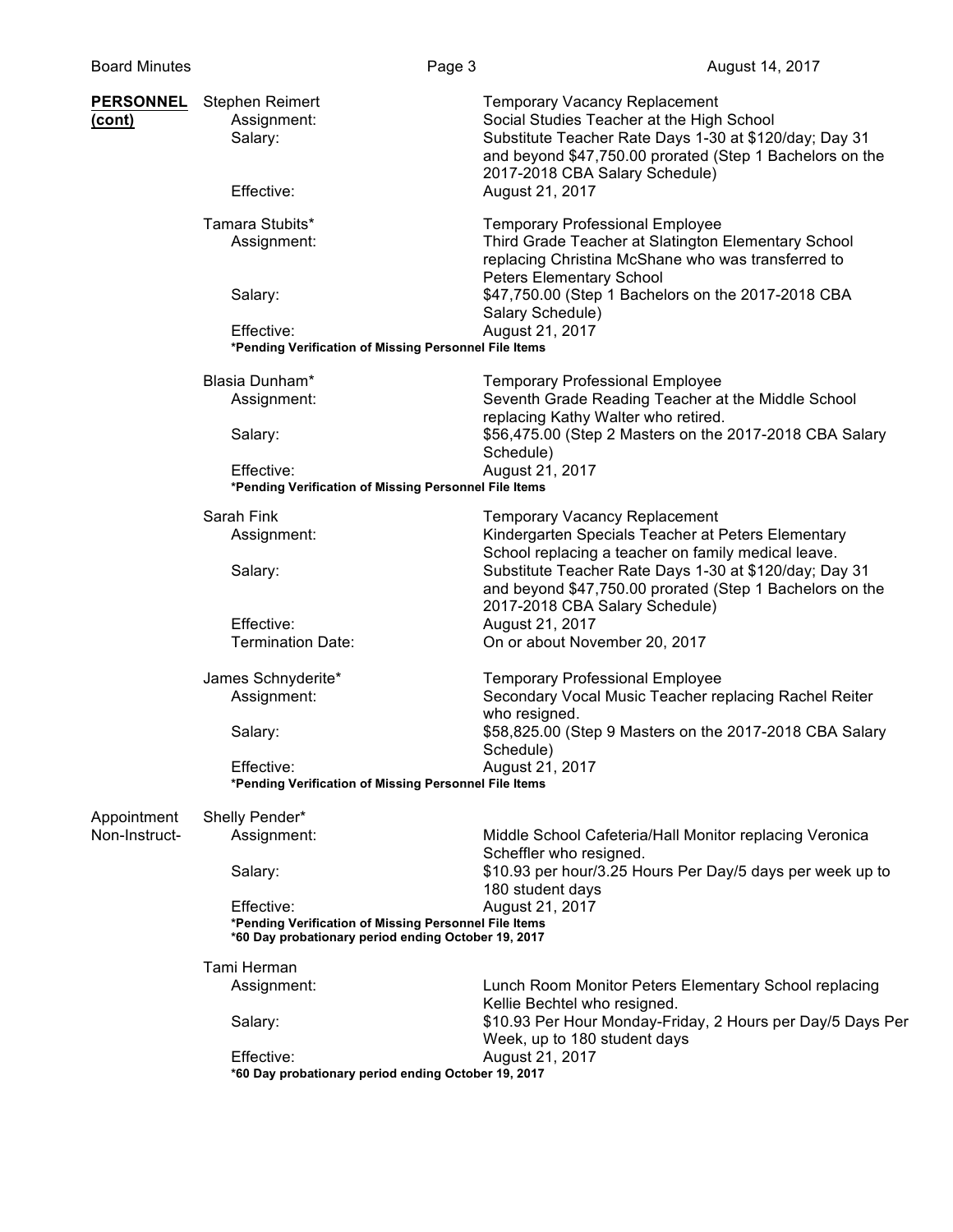**PERSONNEL (cont)**

Stephen Reimert — Temporary Vacancy Replacement

- Assignment: Social Studies Teacher at the High School
- Salary: Substitute Teacher Rate Days 1-30 at $120/day; Day 31 and beyond $47,750.00 prorated (Step 1 Bachelors on the 2017-2018 CBA Salary Schedule)
- Effective: August 21, 2017

Tamara Stubits* — Temporary Professional Employee

- Assignment: Third Grade Teacher at Slatington Elementary School replacing Christina McShane who was transferred to Peters Elementary School
- Salary: $47,750.00 (Step 1 Bachelors on the 2017-2018 CBA Salary Schedule)
- Effective: August 21, 2017

**\*Pending Verification of Missing Personnel File Items**

Blasia Dunham* — Temporary Professional Employee

- Assignment: Seventh Grade Reading Teacher at the Middle School replacing Kathy Walter who retired.
- Salary: $56,475.00 (Step 2 Masters on the 2017-2018 CBA Salary Schedule)
- Effective: August 21, 2017

**\*Pending Verification of Missing Personnel File Items**

Sarah Fink — Temporary Vacancy Replacement

- Assignment: Kindergarten Specials Teacher at Peters Elementary School replacing a teacher on family medical leave.
- Salary: Substitute Teacher Rate Days 1-30 at $120/day; Day 31 and beyond $47,750.00 prorated (Step 1 Bachelors on the 2017-2018 CBA Salary Schedule)
- Effective: August 21, 2017
- Termination Date: On or about November 20, 2017

James Schnyderite* — Temporary Professional Employee

- Assignment: Secondary Vocal Music Teacher replacing Rachel Reiter who resigned.
- Salary: $58,825.00 (Step 9 Masters on the 2017-2018 CBA Salary Schedule)
- Effective: August 21, 2017

**\*Pending Verification of Missing Personnel File Items**

**Appointment Non-Instruct-**

Shelly Pender*

- Assignment: Middle School Cafeteria/Hall Monitor replacing Veronica Scheffler who resigned.
- Salary: $10.93 per hour/3.25 Hours Per Day/5 days per week up to 180 student days
- Effective: August 21, 2017

**\*Pending Verification of Missing Personnel File Items**
**\*60 Day probationary period ending October 19, 2017**

Tami Herman

- Assignment: Lunch Room Monitor Peters Elementary School replacing Kellie Bechtel who resigned.
- Salary: $10.93 Per Hour Monday-Friday, 2 Hours per Day/5 Days Per Week, up to 180 student days
- Effective: August 21, 2017

**\*60 Day probationary period ending October 19, 2017**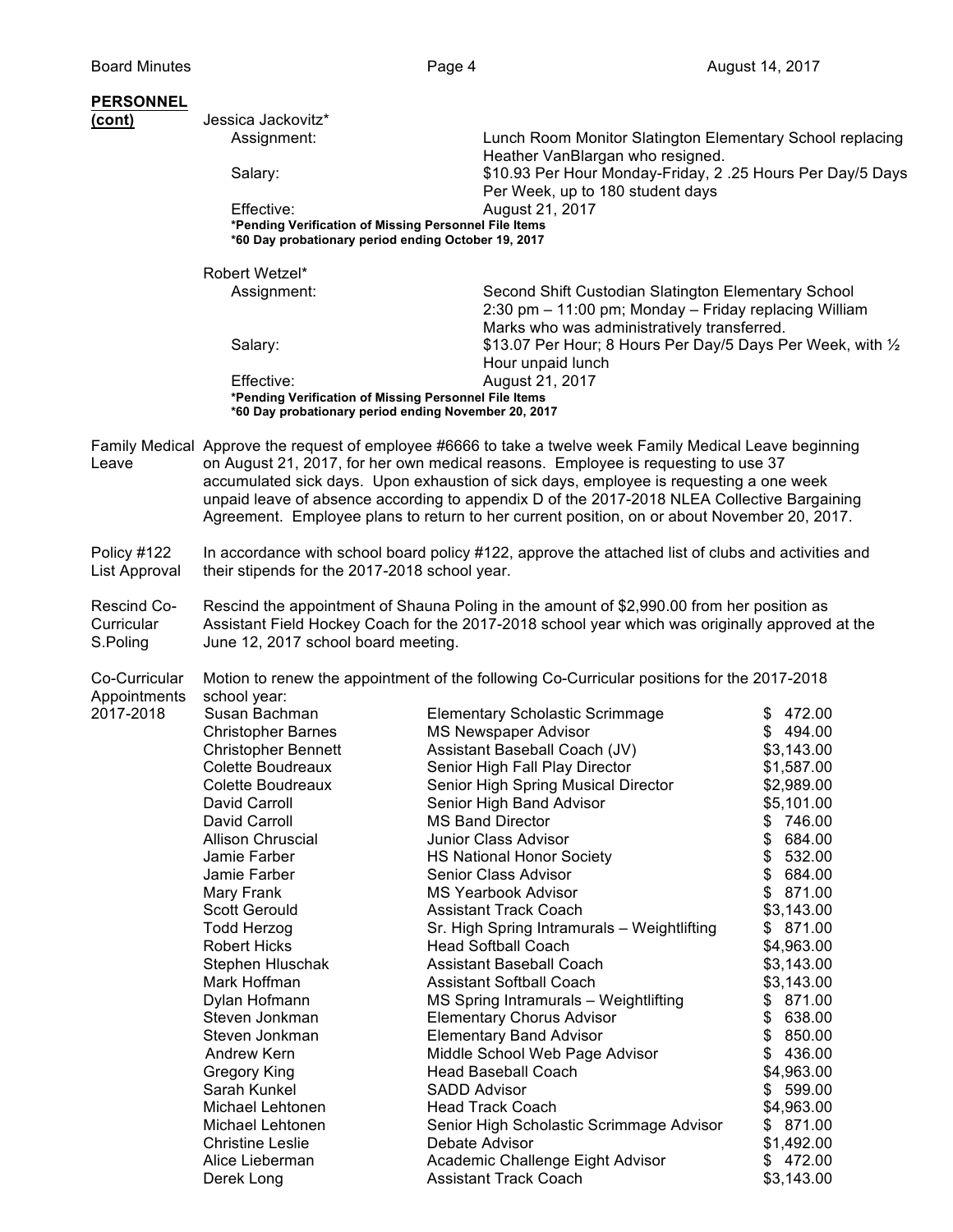**PERSONNEL (cont)**

Jessica Jackovitz*

Assignment: Lunch Room Monitor Slatington Elementary School replacing Heather VanBlargan who resigned.

Salary: $10.93 Per Hour Monday-Friday, 2 .25 Hours Per Day/5 Days Per Week, up to 180 student days

Effective: August 21, 2017

**\*Pending Verification of Missing Personnel File Items**
**\*60 Day probationary period ending October 19, 2017**

Robert Wetzel*

Assignment: Second Shift Custodian Slatington Elementary School 2:30 pm – 11:00 pm; Monday – Friday replacing William Marks who was administratively transferred.

Salary: $13.07 Per Hour; 8 Hours Per Day/5 Days Per Week, with ½ Hour unpaid lunch

Effective: August 21, 2017

**\*Pending Verification of Missing Personnel File Items**
**\*60 Day probationary period ending November 20, 2017**

**Family Medical Leave**

Approve the request of employee #6666 to take a twelve week Family Medical Leave beginning on August 21, 2017, for her own medical reasons. Employee is requesting to use 37 accumulated sick days. Upon exhaustion of sick days, employee is requesting a one week unpaid leave of absence according to appendix D of the 2017-2018 NLEA Collective Bargaining Agreement. Employee plans to return to her current position, on or about November 20, 2017.

**Policy #122 List Approval**

In accordance with school board policy #122, approve the attached list of clubs and activities and their stipends for the 2017-2018 school year.

**Rescind Co-Curricular S.Poling**

Rescind the appointment of Shauna Poling in the amount of $2,990.00 from her position as Assistant Field Hockey Coach for the 2017-2018 school year which was originally approved at the June 12, 2017 school board meeting.

**Co-Curricular Appointments 2017-2018**

Motion to renew the appointment of the following Co-Curricular positions for the 2017-2018 school year:

| | | |
|---|---|---|
| Susan Bachman | Elementary Scholastic Scrimmage | $ 472.00 |
| Christopher Barnes | MS Newspaper Advisor | $ 494.00 |
| Christopher Bennett | Assistant Baseball Coach (JV) | $3,143.00 |
| Colette Boudreaux | Senior High Fall Play Director | $1,587.00 |
| Colette Boudreaux | Senior High Spring Musical Director | $2,989.00 |
| David Carroll | Senior High Band Advisor | $5,101.00 |
| David Carroll | MS Band Director | $ 746.00 |
| Allison Chruscial | Junior Class Advisor | $ 684.00 |
| Jamie Farber | HS National Honor Society | $ 532.00 |
| Jamie Farber | Senior Class Advisor | $ 684.00 |
| Mary Frank | MS Yearbook Advisor | $ 871.00 |
| Scott Gerould | Assistant Track Coach | $3,143.00 |
| Todd Herzog | Sr. High Spring Intramurals – Weightlifting | $ 871.00 |
| Robert Hicks | Head Softball Coach | $4,963.00 |
| Stephen Hluschak | Assistant Baseball Coach | $3,143.00 |
| Mark Hoffman | Assistant Softball Coach | $3,143.00 |
| Dylan Hofmann | MS Spring Intramurals – Weightlifting | $ 871.00 |
| Steven Jonkman | Elementary Chorus Advisor | $ 638.00 |
| Steven Jonkman | Elementary Band Advisor | $ 850.00 |
| Andrew Kern | Middle School Web Page Advisor | $ 436.00 |
| Gregory King | Head Baseball Coach | $4,963.00 |
| Sarah Kunkel | SADD Advisor | $ 599.00 |
| Michael Lehtonen | Head Track Coach | $4,963.00 |
| Michael Lehtonen | Senior High Scholastic Scrimmage Advisor | $ 871.00 |
| Christine Leslie | Debate Advisor | $1,492.00 |
| Alice Lieberman | Academic Challenge Eight Advisor | $ 472.00 |
| Derek Long | Assistant Track Coach | $3,143.00 |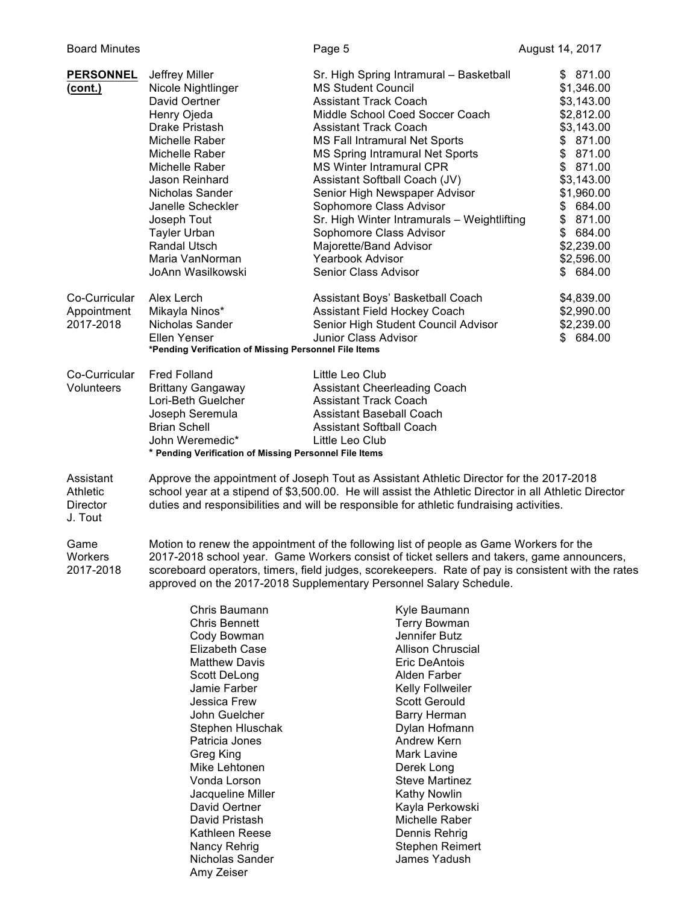| | | | |
|---|---|---|---|
| **PERSONNEL (cont.)** | Jeffrey Miller | Sr. High Spring Intramural – Basketball | $ 871.00 |
| | Nicole Nightlinger | MS Student Council | $1,346.00 |
| | David Oertner | Assistant Track Coach | $3,143.00 |
| | Henry Ojeda | Middle School Coed Soccer Coach | $2,812.00 |
| | Drake Pristash | Assistant Track Coach | $3,143.00 |
| | Michelle Raber | MS Fall Intramural Net Sports | $ 871.00 |
| | Michelle Raber | MS Spring Intramural Net Sports | $ 871.00 |
| | Michelle Raber | MS Winter Intramural CPR | $ 871.00 |
| | Jason Reinhard | Assistant Softball Coach (JV) | $3,143.00 |
| | Nicholas Sander | Senior High Newspaper Advisor | $1,960.00 |
| | Janelle Scheckler | Sophomore Class Advisor | $ 684.00 |
| | Joseph Tout | Sr. High Winter Intramurals – Weightlifting | $ 871.00 |
| | Tayler Urban | Sophomore Class Advisor | $ 684.00 |
| | Randal Utsch | Majorette/Band Advisor | $2,239.00 |
| | Maria VanNorman | Yearbook Advisor | $2,596.00 |
| | JoAnn Wasilkowski | Senior Class Advisor | $ 684.00 |

| | | | |
|---|---|---|---|
| Co-Curricular Appointment 2017-2018 | Alex Lerch | Assistant Boys' Basketball Coach | $4,839.00 |
| | Mikayla Ninos* | Assistant Field Hockey Coach | $2,990.00 |
| | Nicholas Sander | Senior High Student Council Advisor | $2,239.00 |
| | Ellen Yenser | Junior Class Advisor | $ 684.00 |

**\*Pending Verification of Missing Personnel File Items**

| | | |
|---|---|---|
| Co-Curricular Volunteers | Fred Folland | Little Leo Club |
| | Brittany Gangaway | Assistant Cheerleading Coach |
| | Lori-Beth Guelcher | Assistant Track Coach |
| | Joseph Seremula | Assistant Baseball Coach |
| | Brian Schell | Assistant Softball Coach |
| | John Weremedic* | Little Leo Club |

**\* Pending Verification of Missing Personnel File Items**

Assistant Athletic Director J. Tout

Approve the appointment of Joseph Tout as Assistant Athletic Director for the 2017-2018 school year at a stipend of $3,500.00. He will assist the Athletic Director in all Athletic Director duties and responsibilities and will be responsible for athletic fundraising activities.

Game Workers 2017-2018

Motion to renew the appointment of the following list of people as Game Workers for the 2017-2018 school year. Game Workers consist of ticket sellers and takers, game announcers, scoreboard operators, timers, field judges, scorekeepers. Rate of pay is consistent with the rates approved on the 2017-2018 Supplementary Personnel Salary Schedule.

| | |
|---|---|
| Chris Baumann | Kyle Baumann |
| Chris Bennett | Terry Bowman |
| Cody Bowman | Jennifer Butz |
| Elizabeth Case | Allison Chruscial |
| Matthew Davis | Eric DeAntois |
| Scott DeLong | Alden Farber |
| Jamie Farber | Kelly Follweiler |
| Jessica Frew | Scott Gerould |
| John Guelcher | Barry Herman |
| Stephen Hluschak | Dylan Hofmann |
| Patricia Jones | Andrew Kern |
| Greg King | Mark Lavine |
| Mike Lehtonen | Derek Long |
| Vonda Lorson | Steve Martinez |
| Jacqueline Miller | Kathy Nowlin |
| David Oertner | Kayla Perkowski |
| David Pristash | Michelle Raber |
| Kathleen Reese | Dennis Rehrig |
| Nancy Rehrig | Stephen Reimert |
| Nicholas Sander | James Yadush |
| Amy Zeiser | |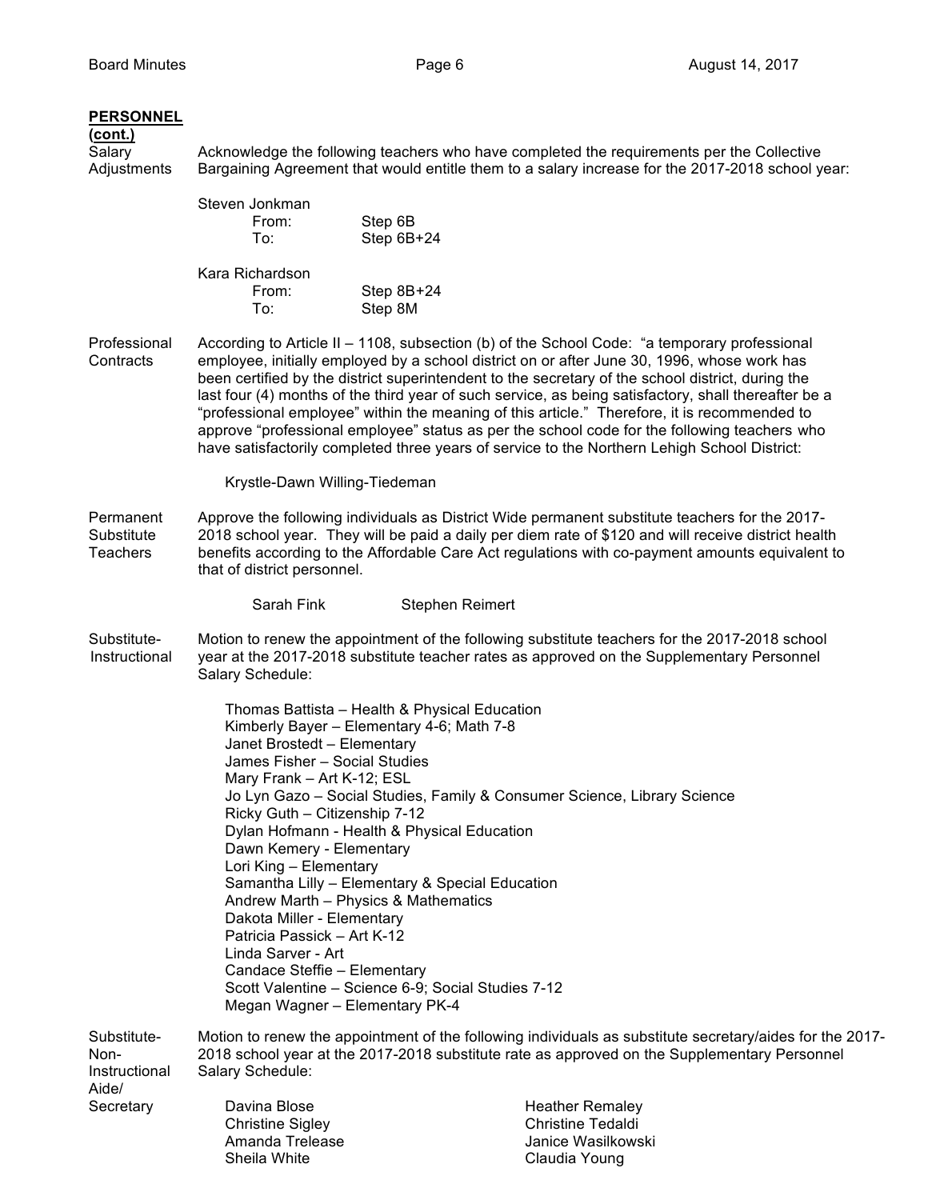**PERSONNEL (cont.)**

**Salary Adjustments**

Acknowledge the following teachers who have completed the requirements per the Collective Bargaining Agreement that would entitle them to a salary increase for the 2017-2018 school year:

Steven Jonkman
From: Step 6B
To: Step 6B+24

Kara Richardson
From: Step 8B+24
To: Step 8M

**Professional Contracts**

According to Article II – 1108, subsection (b) of the School Code: "a temporary professional employee, initially employed by a school district on or after June 30, 1996, whose work has been certified by the district superintendent to the secretary of the school district, during the last four (4) months of the third year of such service, as being satisfactory, shall thereafter be a "professional employee" within the meaning of this article." Therefore, it is recommended to approve "professional employee" status as per the school code for the following teachers who have satisfactorily completed three years of service to the Northern Lehigh School District:

Krystle-Dawn Willing-Tiedeman

**Permanent Substitute Teachers**

Approve the following individuals as District Wide permanent substitute teachers for the 2017-2018 school year. They will be paid a daily per diem rate of $120 and will receive district health benefits according to the Affordable Care Act regulations with co-payment amounts equivalent to that of district personnel.

Sarah Fink
Stephen Reimert

**Substitute-Instructional**

Motion to renew the appointment of the following substitute teachers for the 2017-2018 school year at the 2017-2018 substitute teacher rates as approved on the Supplementary Personnel Salary Schedule:

Thomas Battista – Health & Physical Education
Kimberly Bayer – Elementary 4-6; Math 7-8
Janet Brostedt – Elementary
James Fisher – Social Studies
Mary Frank – Art K-12; ESL
Jo Lyn Gazo – Social Studies, Family & Consumer Science, Library Science
Ricky Guth – Citizenship 7-12
Dylan Hofmann - Health & Physical Education
Dawn Kemery - Elementary
Lori King – Elementary
Samantha Lilly – Elementary & Special Education
Andrew Marth – Physics & Mathematics
Dakota Miller - Elementary
Patricia Passick – Art K-12
Linda Sarver - Art
Candace Steffie – Elementary
Scott Valentine – Science 6-9; Social Studies 7-12
Megan Wagner – Elementary PK-4

**Substitute-Non-Instructional Aide/Secretary**

Motion to renew the appointment of the following individuals as substitute secretary/aides for the 2017-2018 school year at the 2017-2018 substitute rate as approved on the Supplementary Personnel Salary Schedule:

Davina Blose
Christine Sigley
Amanda Trelease
Sheila White
Heather Remaley
Christine Tedaldi
Janice Wasilkowski
Claudia Young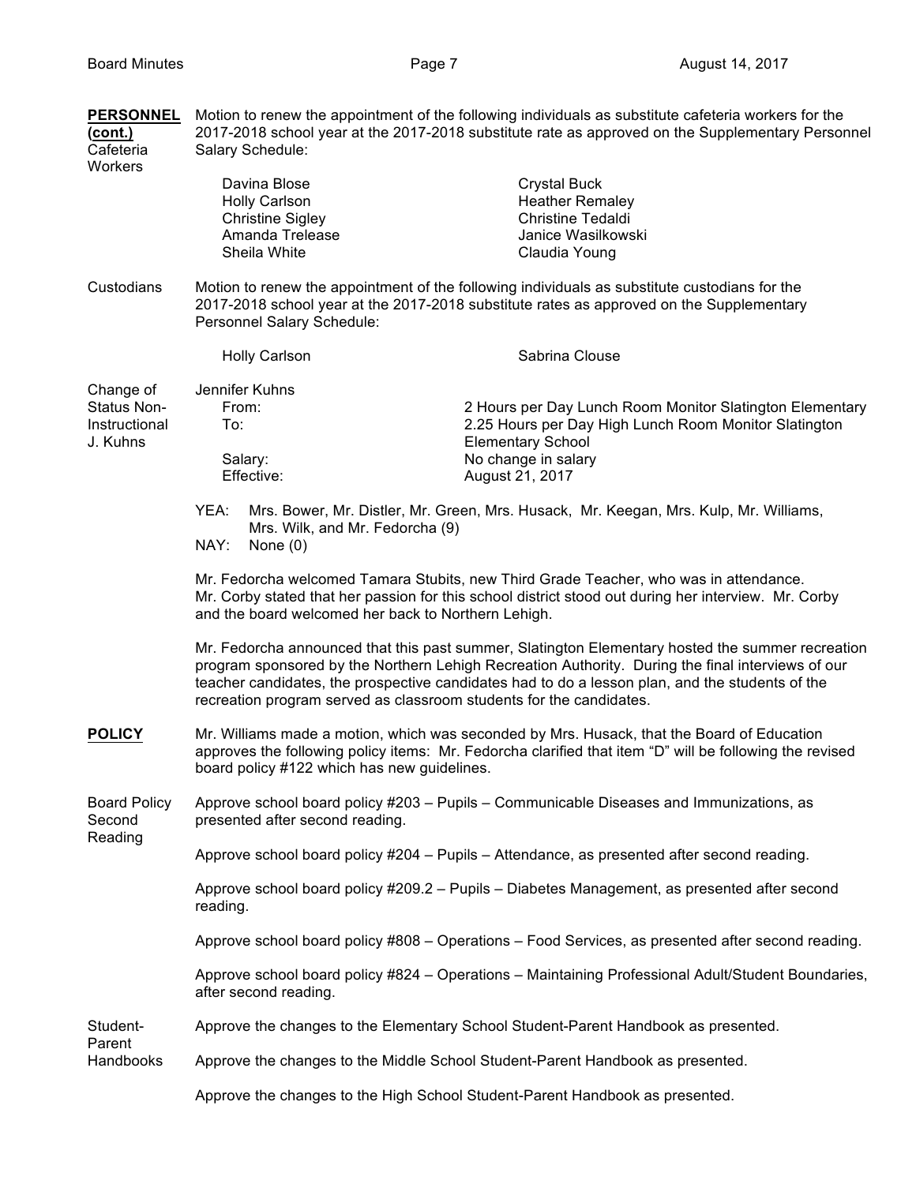**PERSONNEL (cont.)**

**Cafeteria Workers**

Motion to renew the appointment of the following individuals as substitute cafeteria workers for the 2017-2018 school year at the 2017-2018 substitute rate as approved on the Supplementary Personnel Salary Schedule:

| | |
|---|---|
| Davina Blose | Crystal Buck |
| Holly Carlson | Heather Remaley |
| Christine Sigley | Christine Tedaldi |
| Amanda Trelease | Janice Wasilkowski |
| Sheila White | Claudia Young |

**Custodians**

Motion to renew the appointment of the following individuals as substitute custodians for the 2017-2018 school year at the 2017-2018 substitute rates as approved on the Supplementary Personnel Salary Schedule:

| | |
|---|---|
| Holly Carlson | Sabrina Clouse |

**Change of Status Non-Instructional J. Kuhns**

Jennifer Kuhns

| | |
|---|---|
| From: | 2 Hours per Day Lunch Room Monitor Slatington Elementary |
| To: | 2.25 Hours per Day High Lunch Room Monitor Slatington Elementary School |
| Salary: | No change in salary |
| Effective: | August 21, 2017 |

YEA: Mrs. Bower, Mr. Distler, Mr. Green, Mrs. Husack, Mr. Keegan, Mrs. Kulp, Mr. Williams, Mrs. Wilk, and Mr. Fedorcha (9)

NAY: None (0)

Mr. Fedorcha welcomed Tamara Stubits, new Third Grade Teacher, who was in attendance. Mr. Corby stated that her passion for this school district stood out during her interview. Mr. Corby and the board welcomed her back to Northern Lehigh.

Mr. Fedorcha announced that this past summer, Slatington Elementary hosted the summer recreation program sponsored by the Northern Lehigh Recreation Authority. During the final interviews of our teacher candidates, the prospective candidates had to do a lesson plan, and the students of the recreation program served as classroom students for the candidates.

**POLICY**

Mr. Williams made a motion, which was seconded by Mrs. Husack, that the Board of Education approves the following policy items: Mr. Fedorcha clarified that item "D" will be following the revised board policy #122 which has new guidelines.

**Board Policy Second Reading**

Approve school board policy #203 – Pupils – Communicable Diseases and Immunizations, as presented after second reading.

Approve school board policy #204 – Pupils – Attendance, as presented after second reading.

Approve school board policy #209.2 – Pupils – Diabetes Management, as presented after second reading.

Approve school board policy #808 – Operations – Food Services, as presented after second reading.

Approve school board policy #824 – Operations – Maintaining Professional Adult/Student Boundaries, after second reading.

**Student-Parent Handbooks**

Approve the changes to the Elementary School Student-Parent Handbook as presented.

Approve the changes to the Middle School Student-Parent Handbook as presented.

Approve the changes to the High School Student-Parent Handbook as presented.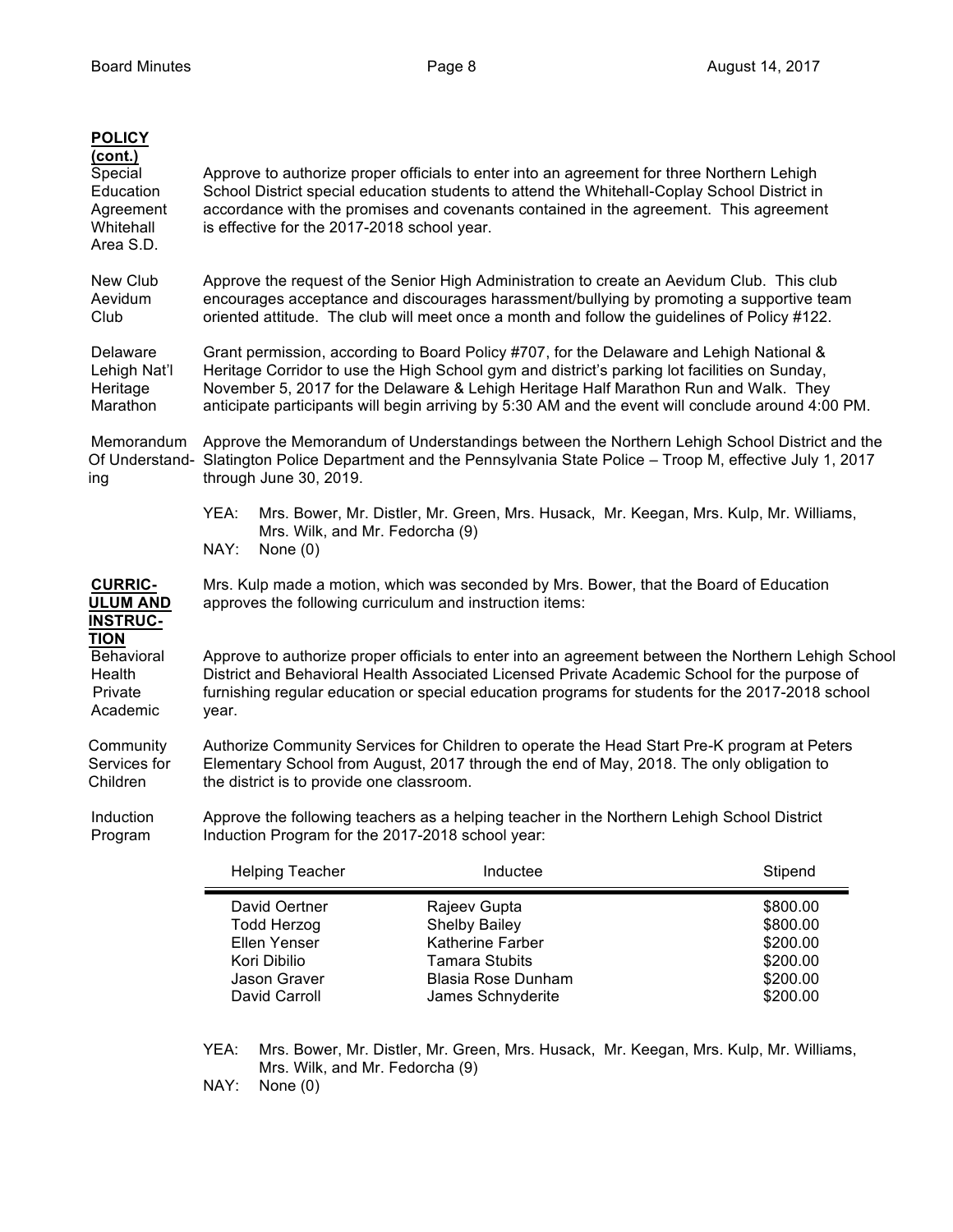**POLICY (cont.)**

Special Education Agreement Whitehall Area S.D.

Approve to authorize proper officials to enter into an agreement for three Northern Lehigh School District special education students to attend the Whitehall-Coplay School District in accordance with the promises and covenants contained in the agreement. This agreement is effective for the 2017-2018 school year.

New Club Aevidum Club

Approve the request of the Senior High Administration to create an Aevidum Club. This club encourages acceptance and discourages harassment/bullying by promoting a supportive team oriented attitude. The club will meet once a month and follow the guidelines of Policy #122.

Delaware Lehigh Nat'l Heritage Marathon

Grant permission, according to Board Policy #707, for the Delaware and Lehigh National & Heritage Corridor to use the High School gym and district's parking lot facilities on Sunday, November 5, 2017 for the Delaware & Lehigh Heritage Half Marathon Run and Walk. They anticipate participants will begin arriving by 5:30 AM and the event will conclude around 4:00 PM.

Memorandum Of Understanding

Approve the Memorandum of Understandings between the Northern Lehigh School District and the Slatington Police Department and the Pennsylvania State Police – Troop M, effective July 1, 2017 through June 30, 2019.

YEA: Mrs. Bower, Mr. Distler, Mr. Green, Mrs. Husack, Mr. Keegan, Mrs. Kulp, Mr. Williams, Mrs. Wilk, and Mr. Fedorcha (9)
NAY: None (0)

**CURRICULUM AND INSTRUCTION**

Mrs. Kulp made a motion, which was seconded by Mrs. Bower, that the Board of Education approves the following curriculum and instruction items:

Behavioral Health Private Academic

Approve to authorize proper officials to enter into an agreement between the Northern Lehigh School District and Behavioral Health Associated Licensed Private Academic School for the purpose of furnishing regular education or special education programs for students for the 2017-2018 school year.

Community Services for Children

Authorize Community Services for Children to operate the Head Start Pre-K program at Peters Elementary School from August, 2017 through the end of May, 2018. The only obligation to the district is to provide one classroom.

Induction Program

Approve the following teachers as a helping teacher in the Northern Lehigh School District Induction Program for the 2017-2018 school year:

| Helping Teacher | Inductee | Stipend |
|---|---|---|
| David Oertner | Rajeev Gupta | $800.00 |
| Todd Herzog | Shelby Bailey | $800.00 |
| Ellen Yenser | Katherine Farber | $200.00 |
| Kori Dibilio | Tamara Stubits | $200.00 |
| Jason Graver | Blasia Rose Dunham | $200.00 |
| David Carroll | James Schnyderite | $200.00 |

YEA: Mrs. Bower, Mr. Distler, Mr. Green, Mrs. Husack, Mr. Keegan, Mrs. Kulp, Mr. Williams, Mrs. Wilk, and Mr. Fedorcha (9)
NAY: None (0)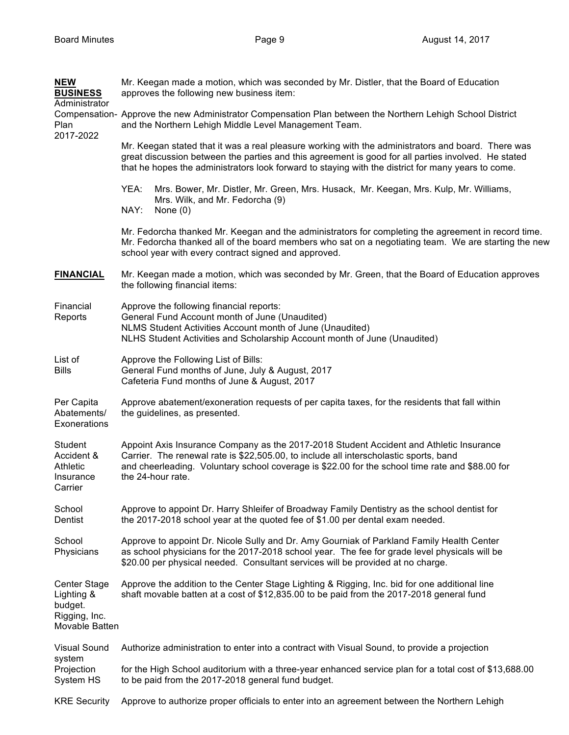**NEW BUSINESS**

Administrator Compensation Plan 2017-2022

Mr. Keegan made a motion, which was seconded by Mr. Distler, that the Board of Education approves the following new business item:

Approve the new Administrator Compensation Plan between the Northern Lehigh School District and the Northern Lehigh Middle Level Management Team.

Mr. Keegan stated that it was a real pleasure working with the administrators and board. There was great discussion between the parties and this agreement is good for all parties involved. He stated that he hopes the administrators look forward to staying with the district for many years to come.

YEA: Mrs. Bower, Mr. Distler, Mr. Green, Mrs. Husack, Mr. Keegan, Mrs. Kulp, Mr. Williams, Mrs. Wilk, and Mr. Fedorcha (9)
NAY: None (0)

Mr. Fedorcha thanked Mr. Keegan and the administrators for completing the agreement in record time. Mr. Fedorcha thanked all of the board members who sat on a negotiating team. We are starting the new school year with every contract signed and approved.

**FINANCIAL**

Mr. Keegan made a motion, which was seconded by Mr. Green, that the Board of Education approves the following financial items:

Financial Reports

Approve the following financial reports:
General Fund Account month of June (Unaudited)
NLMS Student Activities Account month of June (Unaudited)
NLHS Student Activities and Scholarship Account month of June (Unaudited)

List of Bills

Approve the Following List of Bills:
General Fund months of June, July & August, 2017
Cafeteria Fund months of June & August, 2017

Per Capita Abatements/ Exonerations

Approve abatement/exoneration requests of per capita taxes, for the residents that fall within the guidelines, as presented.

Student Accident & Athletic Insurance Carrier

Appoint Axis Insurance Company as the 2017-2018 Student Accident and Athletic Insurance Carrier. The renewal rate is $22,505.00, to include all interscholastic sports, band and cheerleading. Voluntary school coverage is $22.00 for the school time rate and $88.00 for the 24-hour rate.

School Dentist

Approve to appoint Dr. Harry Shleifer of Broadway Family Dentistry as the school dentist for the 2017-2018 school year at the quoted fee of $1.00 per dental exam needed.

School Physicians

Approve to appoint Dr. Nicole Sully and Dr. Amy Gourniak of Parkland Family Health Center as school physicians for the 2017-2018 school year. The fee for grade level physicals will be $20.00 per physical needed. Consultant services will be provided at no charge.

Center Stage Lighting & Rigging, Inc. Movable Batten

Approve the addition to the Center Stage Lighting & Rigging, Inc. bid for one additional line shaft movable batten at a cost of $12,835.00 to be paid from the 2017-2018 general fund budget.

Visual Sound Projection System HS

Authorize administration to enter into a contract with Visual Sound, to provide a projection system for the High School auditorium with a three-year enhanced service plan for a total cost of $13,688.00 to be paid from the 2017-2018 general fund budget.

KRE Security

Approve to authorize proper officials to enter into an agreement between the Northern Lehigh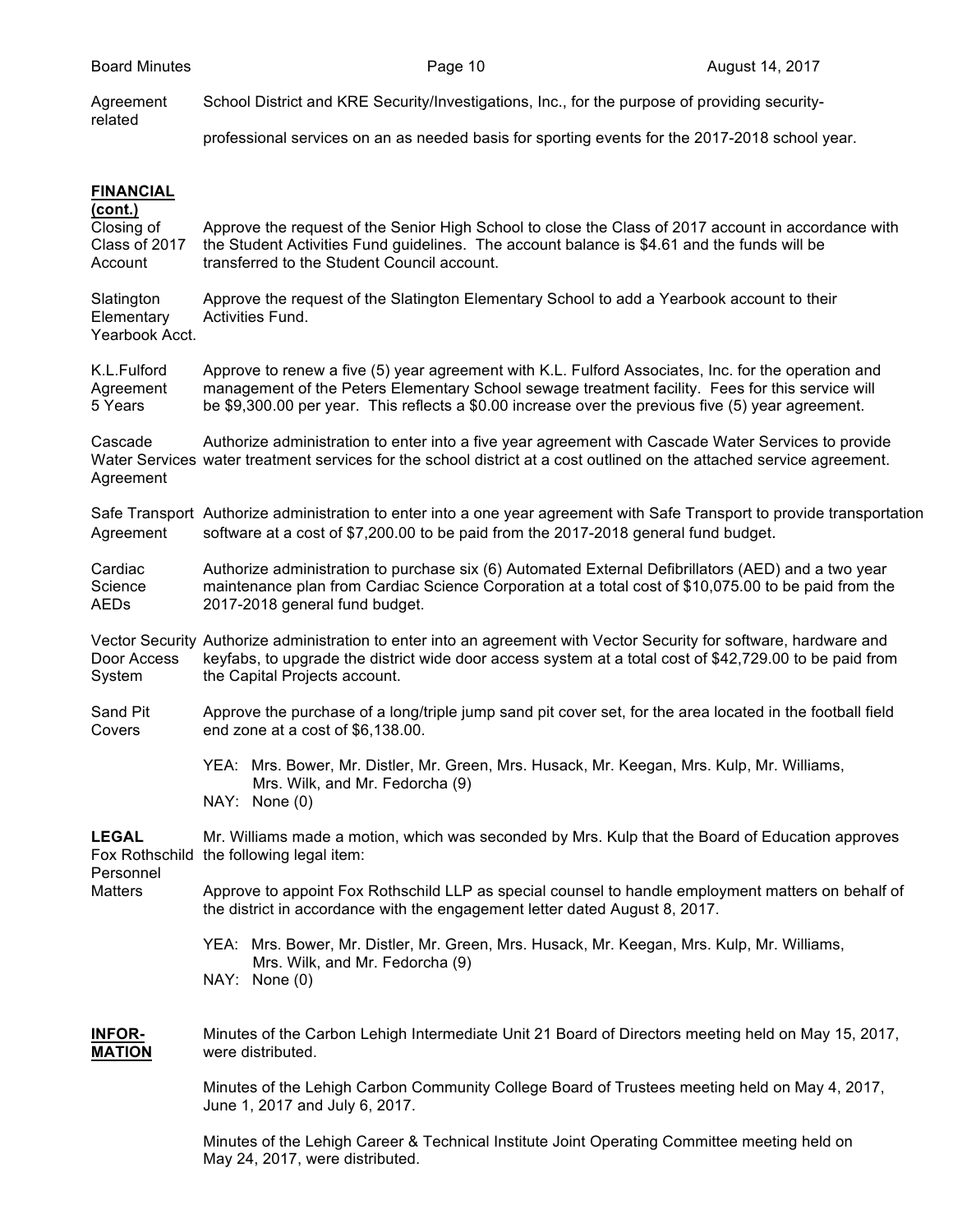Agreement related — School District and KRE Security/Investigations, Inc., for the purpose of providing security-professional services on an as needed basis for sporting events for the 2017-2018 school year.

**FINANCIAL (cont.)**

**Closing of Class of 2017 Account** — Approve the request of the Senior High School to close the Class of 2017 account in accordance with the Student Activities Fund guidelines. The account balance is $4.61 and the funds will be transferred to the Student Council account.

**Slatington Elementary Yearbook Acct.** — Approve the request of the Slatington Elementary School to add a Yearbook account to their Activities Fund.

**K.L.Fulford Agreement 5 Years** — Approve to renew a five (5) year agreement with K.L. Fulford Associates, Inc. for the operation and management of the Peters Elementary School sewage treatment facility. Fees for this service will be $9,300.00 per year. This reflects a $0.00 increase over the previous five (5) year agreement.

**Cascade Water Services Agreement** — Authorize administration to enter into a five year agreement with Cascade Water Services to provide water treatment services for the school district at a cost outlined on the attached service agreement.

**Safe Transport Agreement** — Authorize administration to enter into a one year agreement with Safe Transport to provide transportation software at a cost of $7,200.00 to be paid from the 2017-2018 general fund budget.

**Cardiac Science AEDs** — Authorize administration to purchase six (6) Automated External Defibrillators (AED) and a two year maintenance plan from Cardiac Science Corporation at a total cost of $10,075.00 to be paid from the 2017-2018 general fund budget.

**Vector Security Door Access System** — Authorize administration to enter into an agreement with Vector Security for software, hardware and keyfabs, to upgrade the district wide door access system at a total cost of $42,729.00 to be paid from the Capital Projects account.

**Sand Pit Covers** — Approve the purchase of a long/triple jump sand pit cover set, for the area located in the football field end zone at a cost of $6,138.00.

YEA: Mrs. Bower, Mr. Distler, Mr. Green, Mrs. Husack, Mr. Keegan, Mrs. Kulp, Mr. Williams, Mrs. Wilk, and Mr. Fedorcha (9)
NAY: None (0)

**LEGAL**

**Fox Rothschild Personnel Matters** — Mr. Williams made a motion, which was seconded by Mrs. Kulp that the Board of Education approves the following legal item:

Approve to appoint Fox Rothschild LLP as special counsel to handle employment matters on behalf of the district in accordance with the engagement letter dated August 8, 2017.

YEA: Mrs. Bower, Mr. Distler, Mr. Green, Mrs. Husack, Mr. Keegan, Mrs. Kulp, Mr. Williams, Mrs. Wilk, and Mr. Fedorcha (9)
NAY: None (0)

**INFOR-MATION**

Minutes of the Carbon Lehigh Intermediate Unit 21 Board of Directors meeting held on May 15, 2017, were distributed.

Minutes of the Lehigh Carbon Community College Board of Trustees meeting held on May 4, 2017, June 1, 2017 and July 6, 2017.

Minutes of the Lehigh Career & Technical Institute Joint Operating Committee meeting held on May 24, 2017, were distributed.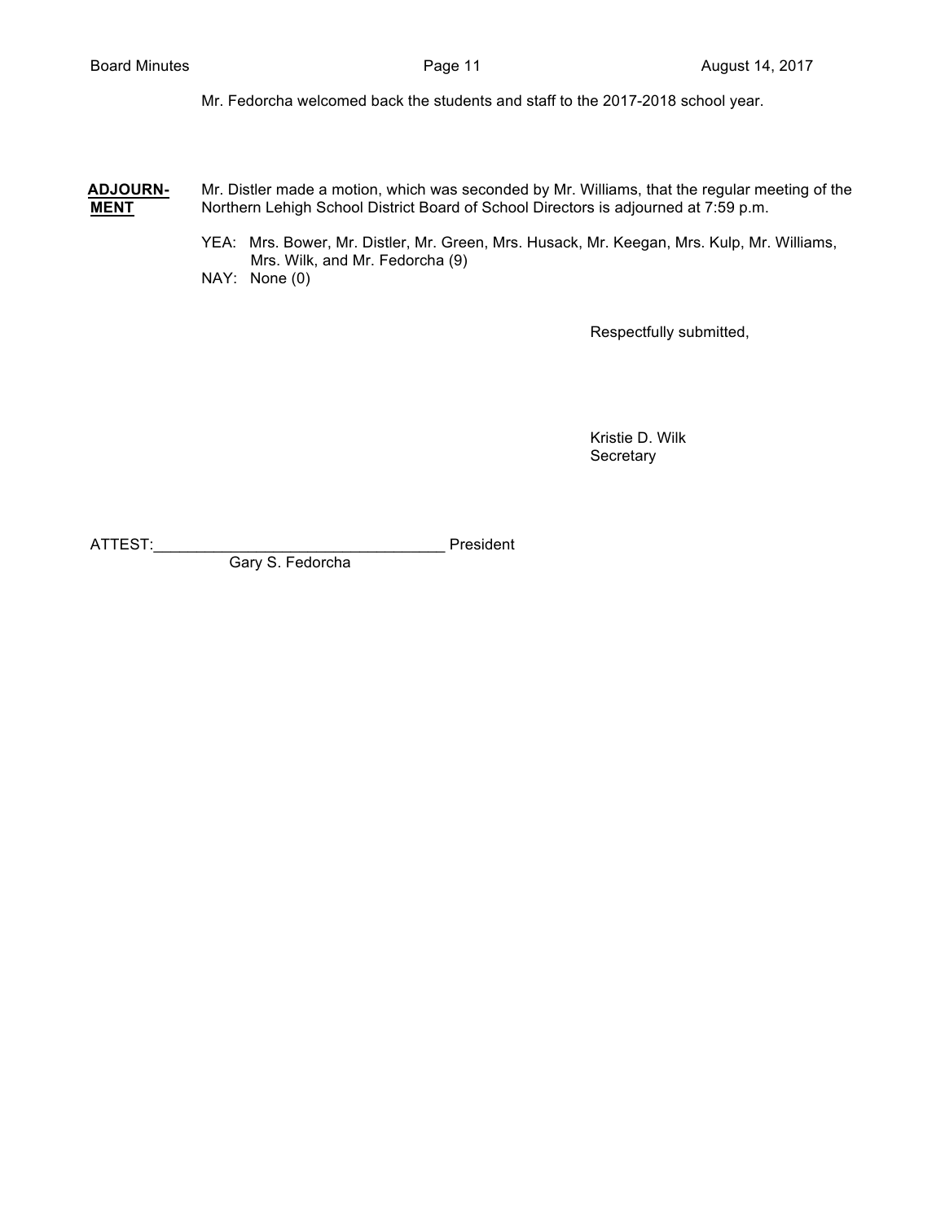Mr. Fedorcha welcomed back the students and staff to the 2017-2018 school year.

**ADJOURNMENT**

Mr. Distler made a motion, which was seconded by Mr. Williams, that the regular meeting of the Northern Lehigh School District Board of School Directors is adjourned at 7:59 p.m.

YEA: Mrs. Bower, Mr. Distler, Mr. Green, Mrs. Husack, Mr. Keegan, Mrs. Kulp, Mr. Williams, Mrs. Wilk, and Mr. Fedorcha (9)
NAY: None (0)

Respectfully submitted,

Kristie D. Wilk
Secretary

ATTEST:__________________________________ President
Gary S. Fedorcha